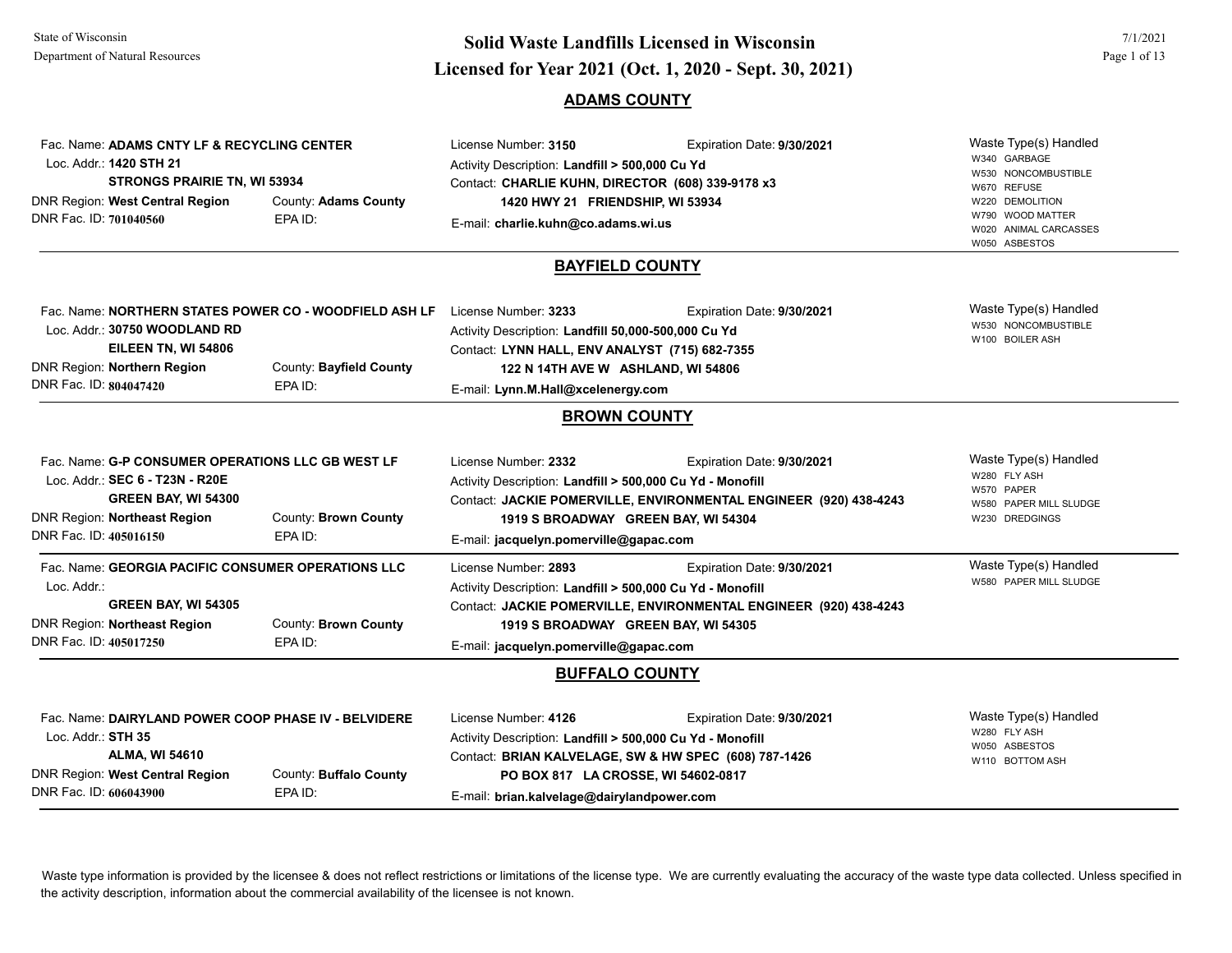State of Wisconsin
Department of Natural Resources

# Solid Waste Landfills Licensed in Wisconsin
# Licensed for Year 2021 (Oct. 1, 2020 - Sept. 30, 2021)

7/1/2021

## ADAMS COUNTY

Fac. Name: **ADAMS CNTY LF & RECYCLING CENTER**
Loc. Addr.: **1420 STH 21**
**STRONGS PRAIRIE TN, WI 53934**
DNR Region: **West Central Region** County: **Adams County**
DNR Fac. ID: **701040560** EPA ID:

License Number: **3150** Expiration Date: **9/30/2021**
Activity Description: **Landfill > 500,000 Cu Yd**
Contact: **CHARLIE KUHN, DIRECTOR (608) 339-9178 x3**
**1420 HWY 21 FRIENDSHIP, WI 53934**
E-mail: **charlie.kuhn@co.adams.wi.us**

Waste Type(s) Handled
- W340 GARBAGE
- W530 NONCOMBUSTIBLE
- W670 REFUSE
- W220 DEMOLITION
- W790 WOOD MATTER
- W020 ANIMAL CARCASSES
- W050 ASBESTOS

## BAYFIELD COUNTY

Fac. Name: **NORTHERN STATES POWER CO - WOODFIELD ASH LF**
Loc. Addr.: **30750 WOODLAND RD**
**EILEEN TN, WI 54806**
DNR Region: **Northern Region** County: **Bayfield County**
DNR Fac. ID: **804047420** EPA ID:

License Number: **3233** Expiration Date: **9/30/2021**
Activity Description: **Landfill 50,000-500,000 Cu Yd**
Contact: **LYNN HALL, ENV ANALYST (715) 682-7355**
**122 N 14TH AVE W ASHLAND, WI 54806**
E-mail: **Lynn.M.Hall@xcelenergy.com**

Waste Type(s) Handled
- W530 NONCOMBUSTIBLE
- W100 BOILER ASH

## BROWN COUNTY

Fac. Name: **G-P CONSUMER OPERATIONS LLC GB WEST LF**
Loc. Addr.: **SEC 6 - T23N - R20E**
**GREEN BAY, WI 54300**
DNR Region: **Northeast Region** County: **Brown County**
DNR Fac. ID: **405016150** EPA ID:

License Number: **2332** Expiration Date: **9/30/2021**
Activity Description: **Landfill > 500,000 Cu Yd - Monofill**
Contact: **JACKIE POMERVILLE, ENVIRONMENTAL ENGINEER (920) 438-4243**
**1919 S BROADWAY GREEN BAY, WI 54304**
E-mail: **jacquelyn.pomerville@gapac.com**

Waste Type(s) Handled
- W280 FLY ASH
- W570 PAPER
- W580 PAPER MILL SLUDGE
- W230 DREDGINGS

---

Fac. Name: **GEORGIA PACIFIC CONSUMER OPERATIONS LLC**
Loc. Addr.:
**GREEN BAY, WI 54305**
DNR Region: **Northeast Region** County: **Brown County**
DNR Fac. ID: **405017250** EPA ID:

License Number: **2893** Expiration Date: **9/30/2021**
Activity Description: **Landfill > 500,000 Cu Yd - Monofill**
Contact: **JACKIE POMERVILLE, ENVIRONMENTAL ENGINEER (920) 438-4243**
**1919 S BROADWAY GREEN BAY, WI 54305**
E-mail: **jacquelyn.pomerville@gapac.com**

Waste Type(s) Handled
- W580 PAPER MILL SLUDGE

## BUFFALO COUNTY

Fac. Name: **DAIRYLAND POWER COOP PHASE IV - BELVIDERE**
Loc. Addr.: **STH 35**
**ALMA, WI 54610**
DNR Region: **West Central Region** County: **Buffalo County**
DNR Fac. ID: **606043900** EPA ID:

License Number: **4126** Expiration Date: **9/30/2021**
Activity Description: **Landfill > 500,000 Cu Yd - Monofill**
Contact: **BRIAN KALVELAGE, SW & HW SPEC (608) 787-1426**
**PO BOX 817 LA CROSSE, WI 54602-0817**
E-mail: **brian.kalvelage@dairylandpower.com**

Waste Type(s) Handled
- W280 FLY ASH
- W050 ASBESTOS
- W110 BOTTOM ASH

---

Waste type information is provided by the licensee & does not reflect restrictions or limitations of the license type. We are currently evaluating the accuracy of the waste type data collected. Unless specified in the activity description, information about the commercial availability of the licensee is not known.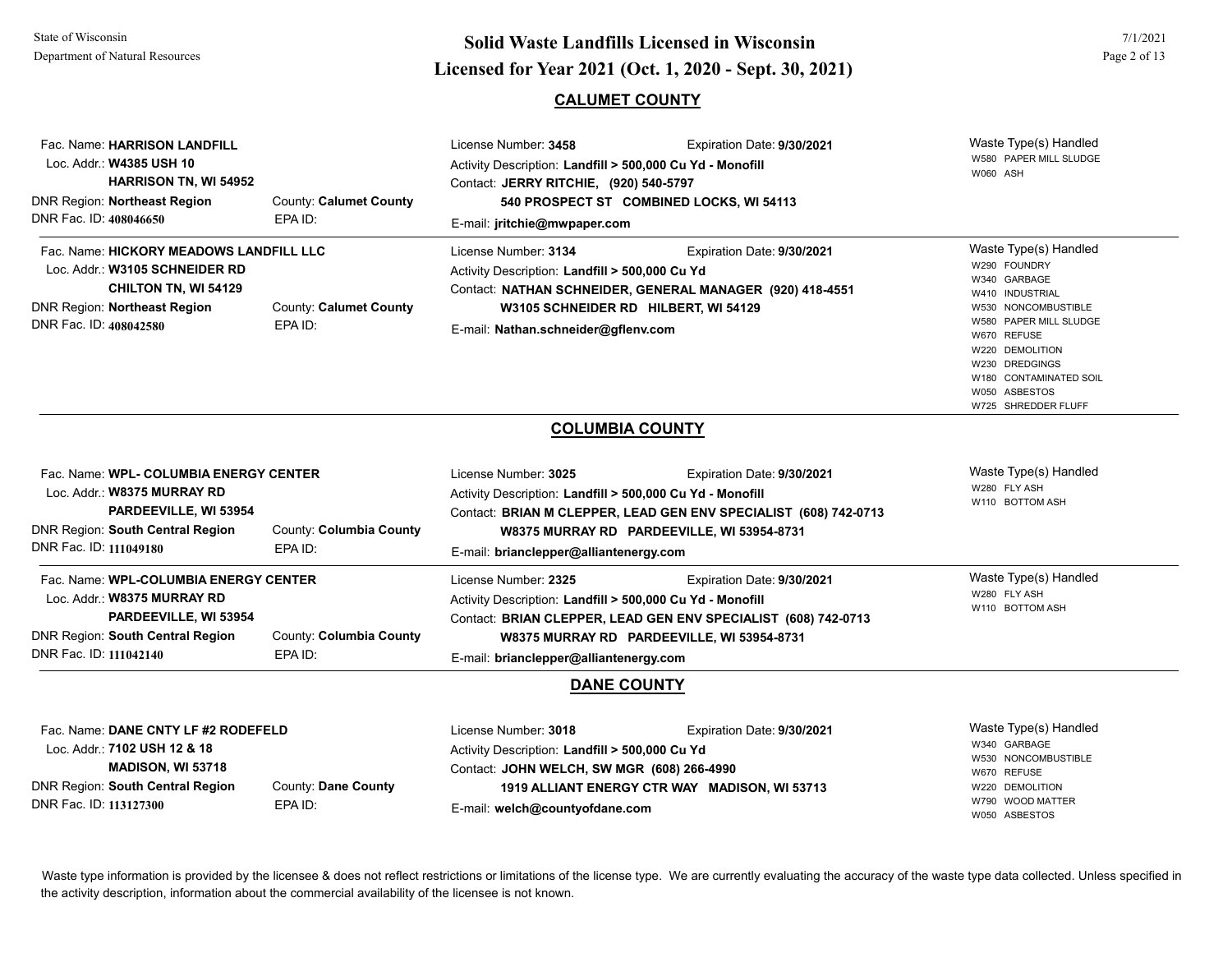## CALUMET COUNTY

Fac. Name: **HARRISON LANDFILL**
Loc. Addr.: **W4385 USH 10**
**HARRISON TN, WI 54952**
DNR Region: **Northeast Region** County: **Calumet County**
DNR Fac. ID: **408046650** EPA ID:

License Number: **3458** Expiration Date: **9/30/2021**
Activity Description: **Landfill > 500,000 Cu Yd - Monofill**
Contact: **JERRY RITCHIE, (920) 540-5797**
**540 PROSPECT ST COMBINED LOCKS, WI 54113**
E-mail: **jritchie@mwpaper.com**

Waste Type(s) Handled
- W580 PAPER MILL SLUDGE
- W060 ASH

---

Fac. Name: **HICKORY MEADOWS LANDFILL LLC**
Loc. Addr.: **W3105 SCHNEIDER RD**
**CHILTON TN, WI 54129**
DNR Region: **Northeast Region** County: **Calumet County**
DNR Fac. ID: **408042580** EPA ID:

License Number: **3134** Expiration Date: **9/30/2021**
Activity Description: **Landfill > 500,000 Cu Yd**
Contact: **NATHAN SCHNEIDER, GENERAL MANAGER (920) 418-4551**
**W3105 SCHNEIDER RD HILBERT, WI 54129**
E-mail: **Nathan.schneider@gflenv.com**

Waste Type(s) Handled
- W290 FOUNDRY
- W340 GARBAGE
- W410 INDUSTRIAL
- W530 NONCOMBUSTIBLE
- W580 PAPER MILL SLUDGE
- W670 REFUSE
- W220 DEMOLITION
- W230 DREDGINGS
- W180 CONTAMINATED SOIL
- W050 ASBESTOS
- W725 SHREDDER FLUFF

## COLUMBIA COUNTY

Fac. Name: **WPL- COLUMBIA ENERGY CENTER**
Loc. Addr.: **W8375 MURRAY RD**
**PARDEEVILLE, WI 53954**
DNR Region: **South Central Region** County: **Columbia County**
DNR Fac. ID: **111049180** EPA ID:

License Number: **3025** Expiration Date: **9/30/2021**
Activity Description: **Landfill > 500,000 Cu Yd - Monofill**
Contact: **BRIAN M CLEPPER, LEAD GEN ENV SPECIALIST (608) 742-0713**
**W8375 MURRAY RD PARDEEVILLE, WI 53954-8731**
E-mail: **brianclepper@alliantenergy.com**

Waste Type(s) Handled
- W280 FLY ASH
- W110 BOTTOM ASH

---

Fac. Name: **WPL-COLUMBIA ENERGY CENTER**
Loc. Addr.: **W8375 MURRAY RD**
**PARDEEVILLE, WI 53954**
DNR Region: **South Central Region** County: **Columbia County**
DNR Fac. ID: **111042140** EPA ID:

License Number: **2325** Expiration Date: **9/30/2021**
Activity Description: **Landfill > 500,000 Cu Yd - Monofill**
Contact: **BRIAN CLEPPER, LEAD GEN ENV SPECIALIST (608) 742-0713**
**W8375 MURRAY RD PARDEEVILLE, WI 53954-8731**
E-mail: **brianclepper@alliantenergy.com**

Waste Type(s) Handled
- W280 FLY ASH
- W110 BOTTOM ASH

## DANE COUNTY

Fac. Name: **DANE CNTY LF #2 RODEFELD**
Loc. Addr.: **7102 USH 12 & 18**
**MADISON, WI 53718**
DNR Region: **South Central Region** County: **Dane County**
DNR Fac. ID: **113127300** EPA ID:

License Number: **3018** Expiration Date: **9/30/2021**
Activity Description: **Landfill > 500,000 Cu Yd**
Contact: **JOHN WELCH, SW MGR (608) 266-4990**
**1919 ALLIANT ENERGY CTR WAY MADISON, WI 53713**
E-mail: **welch@countyofdane.com**

Waste Type(s) Handled
- W340 GARBAGE
- W530 NONCOMBUSTIBLE
- W670 REFUSE
- W220 DEMOLITION
- W790 WOOD MATTER
- W050 ASBESTOS

Waste type information is provided by the licensee & does not reflect restrictions or limitations of the license type. We are currently evaluating the accuracy of the waste type data collected. Unless specified in the activity description, information about the commercial availability of the licensee is not known.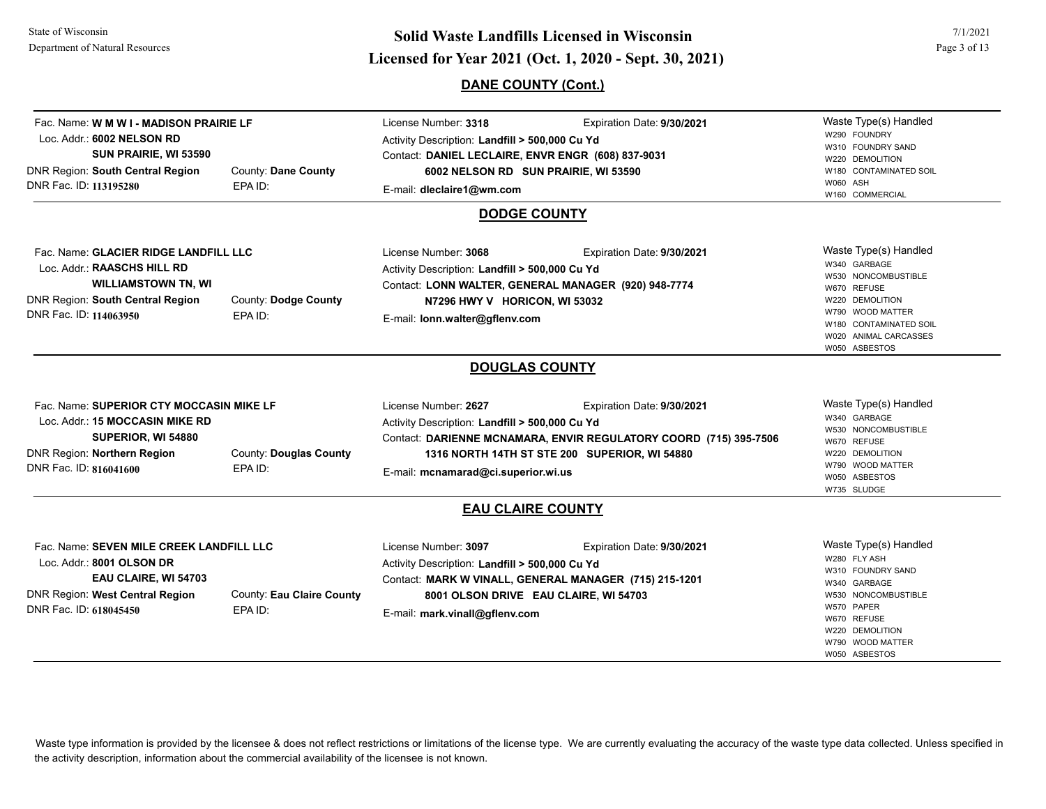## DANE COUNTY (Cont.)

Fac. Name: **W M W I - MADISON PRAIRIE LF**
Loc. Addr.: **6002 NELSON RD**
**SUN PRAIRIE, WI 53590**
DNR Region: **South Central Region**
County: **Dane County**
DNR Fac. ID: **113195280**
EPA ID:

License Number: **3318**
Expiration Date: **9/30/2021**
Activity Description: **Landfill > 500,000 Cu Yd**
Contact: **DANIEL LECLAIRE, ENVR ENGR (608) 837-9031**
**6002 NELSON RD SUN PRAIRIE, WI 53590**
E-mail: **dleclaire1@wm.com**

Waste Type(s) Handled
- W290 FOUNDRY
- W310 FOUNDRY SAND
- W220 DEMOLITION
- W180 CONTAMINATED SOIL
- W060 ASH
- W160 COMMERCIAL

## DODGE COUNTY

Fac. Name: **GLACIER RIDGE LANDFILL LLC**
Loc. Addr.: **RAASCHS HILL RD**
**WILLIAMSTOWN TN, WI**
DNR Region: **South Central Region**
County: **Dodge County**
DNR Fac. ID: **114063950**
EPA ID:

License Number: **3068**
Expiration Date: **9/30/2021**
Activity Description: **Landfill > 500,000 Cu Yd**
Contact: **LONN WALTER, GENERAL MANAGER (920) 948-7774**
**N7296 HWY V HORICON, WI 53032**
E-mail: **lonn.walter@gflenv.com**

Waste Type(s) Handled
- W340 GARBAGE
- W530 NONCOMBUSTIBLE
- W670 REFUSE
- W220 DEMOLITION
- W790 WOOD MATTER
- W180 CONTAMINATED SOIL
- W020 ANIMAL CARCASSES
- W050 ASBESTOS

## DOUGLAS COUNTY

Fac. Name: **SUPERIOR CTY MOCCASIN MIKE LF**
Loc. Addr.: **15 MOCCASIN MIKE RD**
**SUPERIOR, WI 54880**
DNR Region: **Northern Region**
County: **Douglas County**
DNR Fac. ID: **816041600**
EPA ID:

License Number: **2627**
Expiration Date: **9/30/2021**
Activity Description: **Landfill > 500,000 Cu Yd**
Contact: **DARIENNE MCNAMARA, ENVIR REGULATORY COORD (715) 395-7506**
**1316 NORTH 14TH ST STE 200 SUPERIOR, WI 54880**
E-mail: **mcnamarad@ci.superior.wi.us**

Waste Type(s) Handled
- W340 GARBAGE
- W530 NONCOMBUSTIBLE
- W670 REFUSE
- W220 DEMOLITION
- W790 WOOD MATTER
- W050 ASBESTOS
- W735 SLUDGE

## EAU CLAIRE COUNTY

Fac. Name: **SEVEN MILE CREEK LANDFILL LLC**
Loc. Addr.: **8001 OLSON DR**
**EAU CLAIRE, WI 54703**
DNR Region: **West Central Region**
County: **Eau Claire County**
DNR Fac. ID: **618045450**
EPA ID:

License Number: **3097**
Expiration Date: **9/30/2021**
Activity Description: **Landfill > 500,000 Cu Yd**
Contact: **MARK W VINALL, GENERAL MANAGER (715) 215-1201**
**8001 OLSON DRIVE EAU CLAIRE, WI 54703**
E-mail: **mark.vinall@gflenv.com**

Waste Type(s) Handled
- W280 FLY ASH
- W310 FOUNDRY SAND
- W340 GARBAGE
- W530 NONCOMBUSTIBLE
- W570 PAPER
- W670 REFUSE
- W220 DEMOLITION
- W790 WOOD MATTER
- W050 ASBESTOS

Waste type information is provided by the licensee & does not reflect restrictions or limitations of the license type. We are currently evaluating the accuracy of the waste type data collected. Unless specified in the activity description, information about the commercial availability of the licensee is not known.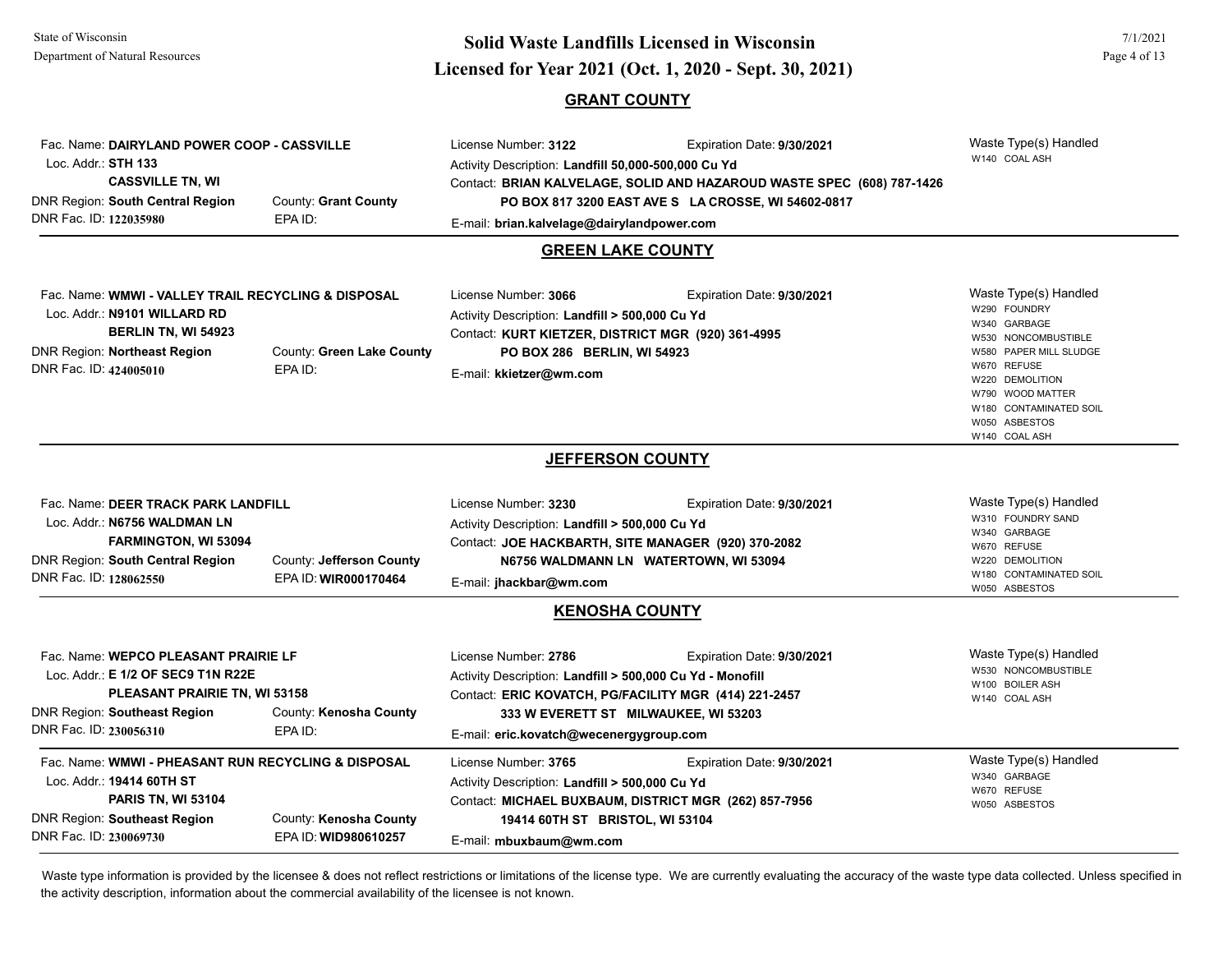# Solid Waste Landfills Licensed in Wisconsin
## Licensed for Year 2021 (Oct. 1, 2020 - Sept. 30, 2021)

State of Wisconsin
Department of Natural Resources

7/1/2021

### GRANT COUNTY

Fac. Name: **DAIRYLAND POWER COOP - CASSVILLE**
Loc. Addr.: **STH 133**
**CASSVILLE TN, WI**
DNR Region: **South Central Region** County: **Grant County**
DNR Fac. ID: **122035980** EPA ID:

License Number: **3122** Expiration Date: **9/30/2021**
Activity Description: **Landfill 50,000-500,000 Cu Yd**
Contact: **BRIAN KALVELAGE, SOLID AND HAZAROUD WASTE SPEC (608) 787-1426**
**PO BOX 817 3200 EAST AVE S LA CROSSE, WI 54602-0817**
E-mail: **brian.kalvelage@dairylandpower.com**

Waste Type(s) Handled
- W140 COAL ASH

### GREEN LAKE COUNTY

Fac. Name: **WMWI - VALLEY TRAIL RECYCLING & DISPOSAL**
Loc. Addr.: **N9101 WILLARD RD**
**BERLIN TN, WI 54923**
DNR Region: **Northeast Region** County: **Green Lake County**
DNR Fac. ID: **424005010** EPA ID:

License Number: **3066** Expiration Date: **9/30/2021**
Activity Description: **Landfill > 500,000 Cu Yd**
Contact: **KURT KIETZER, DISTRICT MGR (920) 361-4995**
**PO BOX 286 BERLIN, WI 54923**
E-mail: **kkietzer@wm.com**

Waste Type(s) Handled
- W290 FOUNDRY
- W340 GARBAGE
- W530 NONCOMBUSTIBLE
- W580 PAPER MILL SLUDGE
- W670 REFUSE
- W220 DEMOLITION
- W790 WOOD MATTER
- W180 CONTAMINATED SOIL
- W050 ASBESTOS
- W140 COAL ASH

### JEFFERSON COUNTY

Fac. Name: **DEER TRACK PARK LANDFILL**
Loc. Addr.: **N6756 WALDMAN LN**
**FARMINGTON, WI 53094**
DNR Region: **South Central Region** County: **Jefferson County**
DNR Fac. ID: **128062550** EPA ID: **WIR000170464**

License Number: **3230** Expiration Date: **9/30/2021**
Activity Description: **Landfill > 500,000 Cu Yd**
Contact: **JOE HACKBARTH, SITE MANAGER (920) 370-2082**
**N6756 WALDMANN LN WATERTOWN, WI 53094**
E-mail: **jhackbar@wm.com**

Waste Type(s) Handled
- W310 FOUNDRY SAND
- W340 GARBAGE
- W670 REFUSE
- W220 DEMOLITION
- W180 CONTAMINATED SOIL
- W050 ASBESTOS

### KENOSHA COUNTY

Fac. Name: **WEPCO PLEASANT PRAIRIE LF**
Loc. Addr.: **E 1/2 OF SEC9 T1N R22E**
**PLEASANT PRAIRIE TN, WI 53158**
DNR Region: **Southeast Region** County: **Kenosha County**
DNR Fac. ID: **230056310** EPA ID:

License Number: **2786** Expiration Date: **9/30/2021**
Activity Description: **Landfill > 500,000 Cu Yd - Monofill**
Contact: **ERIC KOVATCH, PG/FACILITY MGR (414) 221-2457**
**333 W EVERETT ST MILWAUKEE, WI 53203**
E-mail: **eric.kovatch@wecenergygroup.com**

Waste Type(s) Handled
- W530 NONCOMBUSTIBLE
- W100 BOILER ASH
- W140 COAL ASH

---

Fac. Name: **WMWI - PHEASANT RUN RECYCLING & DISPOSAL**
Loc. Addr.: **19414 60TH ST**
**PARIS TN, WI 53104**
DNR Region: **Southeast Region** County: **Kenosha County**
DNR Fac. ID: **230069730** EPA ID: **WID980610257**

License Number: **3765** Expiration Date: **9/30/2021**
Activity Description: **Landfill > 500,000 Cu Yd**
Contact: **MICHAEL BUXBAUM, DISTRICT MGR (262) 857-7956**
**19414 60TH ST BRISTOL, WI 53104**
E-mail: **mbuxbaum@wm.com**

Waste Type(s) Handled
- W340 GARBAGE
- W670 REFUSE
- W050 ASBESTOS

---

Waste type information is provided by the licensee & does not reflect restrictions or limitations of the license type. We are currently evaluating the accuracy of the waste type data collected. Unless specified in the activity description, information about the commercial availability of the licensee is not known.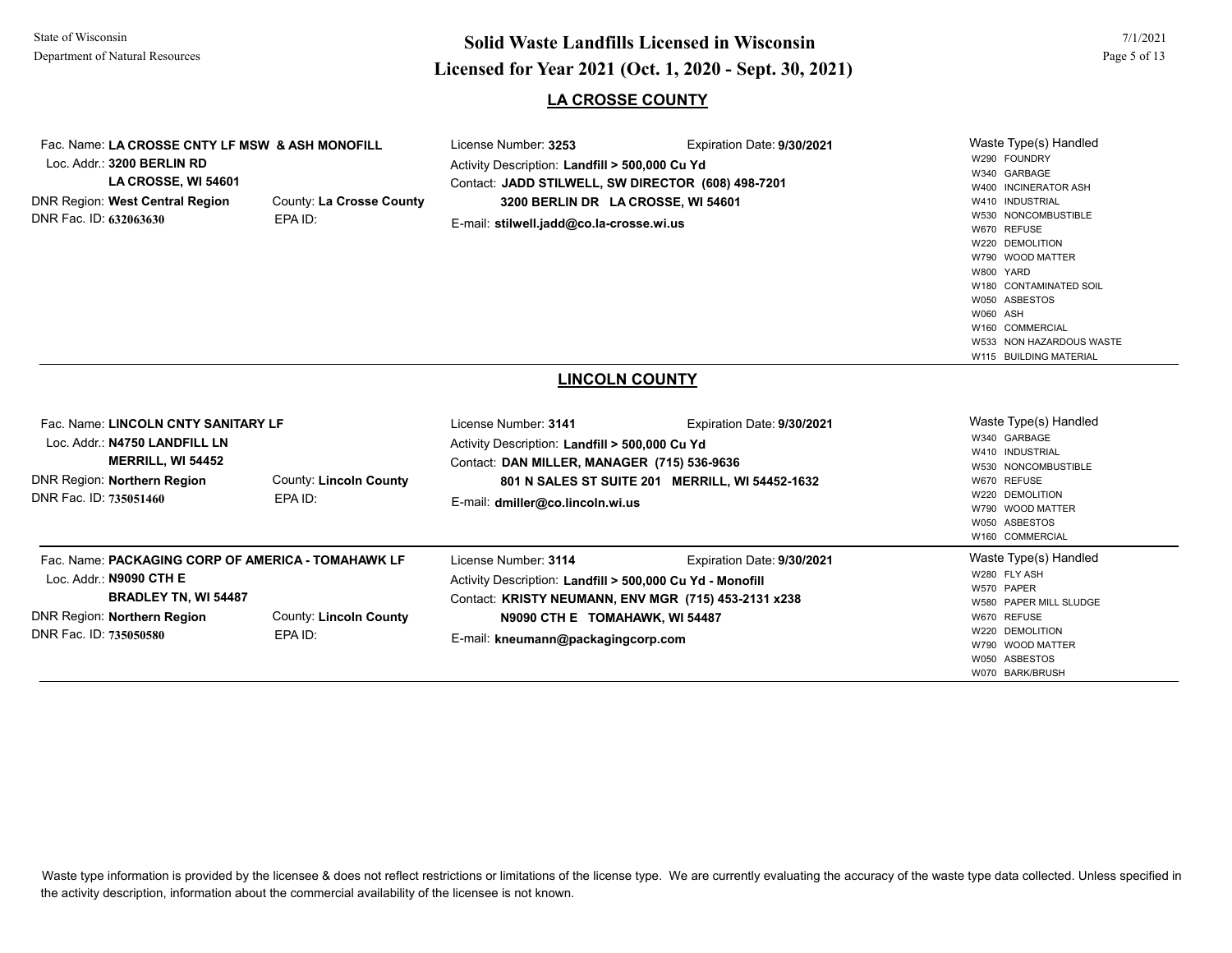## LA CROSSE COUNTY

**Fac. Name:** LA CROSSE CNTY LF MSW & ASH MONOFILL
**Loc. Addr.:** 3200 BERLIN RD
LA CROSSE, WI 54601
**DNR Region:** West Central Region
**County:** La Crosse County
**DNR Fac. ID:** 632063630
**EPA ID:**

**License Number:** 3253
**Expiration Date:** 9/30/2021
**Activity Description:** Landfill > 500,000 Cu Yd
**Contact:** JADD STILWELL, SW DIRECTOR (608) 498-7201
3200 BERLIN DR LA CROSSE, WI 54601
**E-mail:** stilwell.jadd@co.la-crosse.wi.us

**Waste Type(s) Handled**
- W290 FOUNDRY
- W340 GARBAGE
- W400 INCINERATOR ASH
- W410 INDUSTRIAL
- W530 NONCOMBUSTIBLE
- W670 REFUSE
- W220 DEMOLITION
- W790 WOOD MATTER
- W800 YARD
- W180 CONTAMINATED SOIL
- W050 ASBESTOS
- W060 ASH
- W160 COMMERCIAL
- W533 NON HAZARDOUS WASTE
- W115 BUILDING MATERIAL

## LINCOLN COUNTY

**Fac. Name:** LINCOLN CNTY SANITARY LF
**Loc. Addr.:** N4750 LANDFILL LN
MERRILL, WI 54452
**DNR Region:** Northern Region
**County:** Lincoln County
**DNR Fac. ID:** 735051460
**EPA ID:**

**License Number:** 3141
**Expiration Date:** 9/30/2021
**Activity Description:** Landfill > 500,000 Cu Yd
**Contact:** DAN MILLER, MANAGER (715) 536-9636
801 N SALES ST SUITE 201 MERRILL, WI 54452-1632
**E-mail:** dmiller@co.lincoln.wi.us

**Waste Type(s) Handled**
- W340 GARBAGE
- W410 INDUSTRIAL
- W530 NONCOMBUSTIBLE
- W670 REFUSE
- W220 DEMOLITION
- W790 WOOD MATTER
- W050 ASBESTOS
- W160 COMMERCIAL

---

**Fac. Name:** PACKAGING CORP OF AMERICA - TOMAHAWK LF
**Loc. Addr.:** N9090 CTH E
BRADLEY TN, WI 54487
**DNR Region:** Northern Region
**County:** Lincoln County
**DNR Fac. ID:** 735050580
**EPA ID:**

**License Number:** 3114
**Expiration Date:** 9/30/2021
**Activity Description:** Landfill > 500,000 Cu Yd - Monofill
**Contact:** KRISTY NEUMANN, ENV MGR (715) 453-2131 x238
N9090 CTH E TOMAHAWK, WI 54487
**E-mail:** kneumann@packagingcorp.com

**Waste Type(s) Handled**
- W280 FLY ASH
- W570 PAPER
- W580 PAPER MILL SLUDGE
- W670 REFUSE
- W220 DEMOLITION
- W790 WOOD MATTER
- W050 ASBESTOS
- W070 BARK/BRUSH

---

Waste type information is provided by the licensee & does not reflect restrictions or limitations of the license type. We are currently evaluating the accuracy of the waste type data collected. Unless specified in the activity description, information about the commercial availability of the licensee is not known.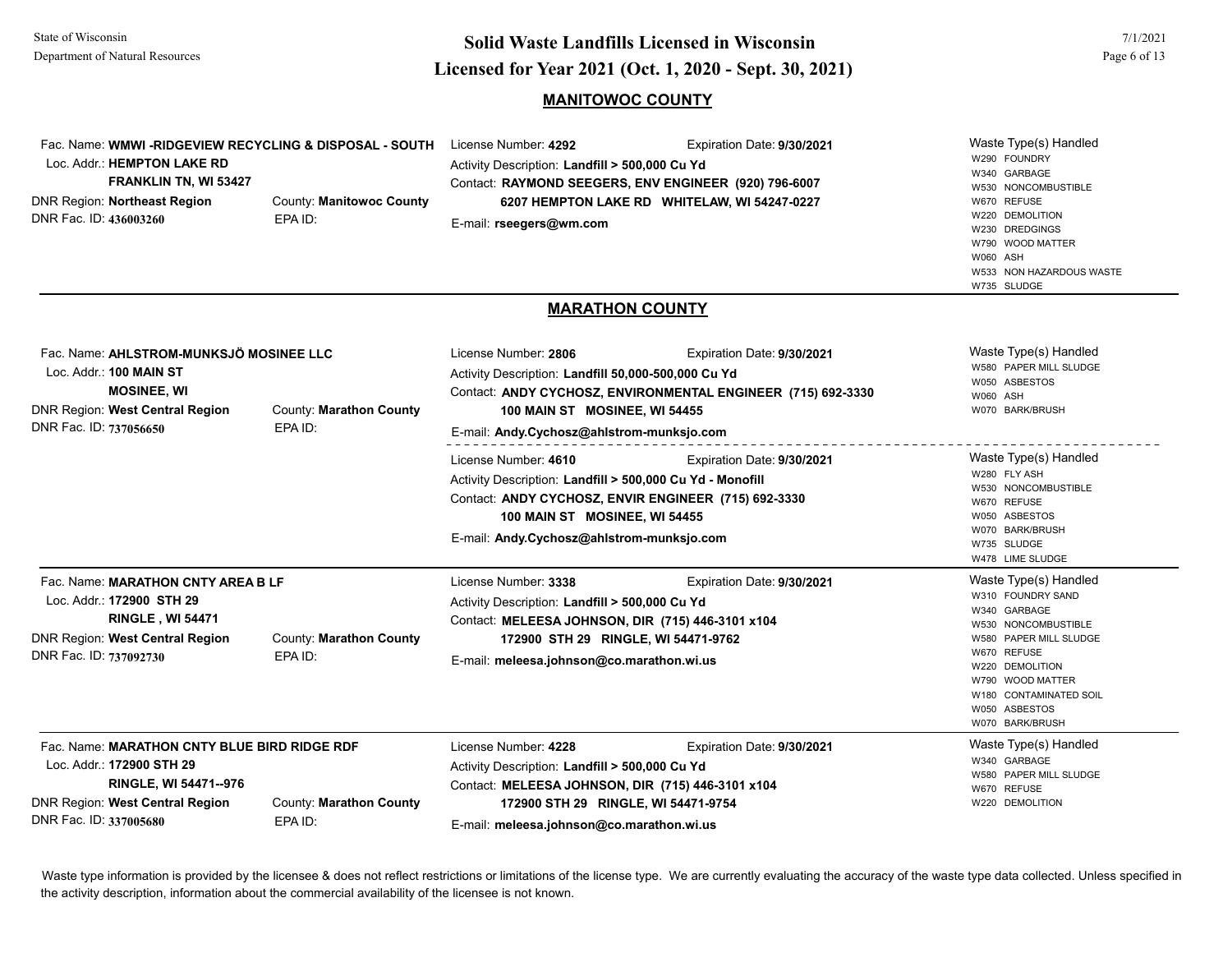## MANITOWOC COUNTY

**Fac. Name:** **WMWI -RIDGEVIEW RECYCLING & DISPOSAL - SOUTH**
**Loc. Addr.:** **HEMPTON LAKE RD**
**FRANKLIN TN, WI 53427**
**DNR Region:** **Northeast Region** | **County:** **Manitowoc County**
**DNR Fac. ID:** **436003260** | **EPA ID:**

License Number: **4292** | Expiration Date: **9/30/2021**
Activity Description: **Landfill > 500,000 Cu Yd**
Contact: **RAYMOND SEEGERS, ENV ENGINEER (920) 796-6007**
**6207 HEMPTON LAKE RD WHITELAW, WI 54247-0227**
E-mail: **rseegers@wm.com**

Waste Type(s) Handled:
- W290 FOUNDRY
- W340 GARBAGE
- W530 NONCOMBUSTIBLE
- W670 REFUSE
- W220 DEMOLITION
- W230 DREDGINGS
- W790 WOOD MATTER
- W060 ASH
- W533 NON HAZARDOUS WASTE
- W735 SLUDGE

## MARATHON COUNTY

**Fac. Name:** **AHLSTROM-MUNKSJÖ MOSINEE LLC**
**Loc. Addr.:** **100 MAIN ST**
**MOSINEE, WI**
**DNR Region:** **West Central Region** | **County:** **Marathon County**
**DNR Fac. ID:** **737056650** | **EPA ID:**

License Number: **2806** | Expiration Date: **9/30/2021**
Activity Description: **Landfill 50,000-500,000 Cu Yd**
Contact: **ANDY CYCHOSZ, ENVIRONMENTAL ENGINEER (715) 692-3330**
**100 MAIN ST MOSINEE, WI 54455**
E-mail: **Andy.Cychosz@ahlstrom-munksjo.com**

Waste Type(s) Handled:
- W580 PAPER MILL SLUDGE
- W050 ASBESTOS
- W060 ASH
- W070 BARK/BRUSH

License Number: **4610** | Expiration Date: **9/30/2021**
Activity Description: **Landfill > 500,000 Cu Yd - Monofill**
Contact: **ANDY CYCHOSZ, ENVIR ENGINEER (715) 692-3330**
**100 MAIN ST MOSINEE, WI 54455**
E-mail: **Andy.Cychosz@ahlstrom-munksjo.com**

Waste Type(s) Handled:
- W280 FLY ASH
- W530 NONCOMBUSTIBLE
- W670 REFUSE
- W050 ASBESTOS
- W070 BARK/BRUSH
- W735 SLUDGE
- W478 LIME SLUDGE

---

**Fac. Name:** **MARATHON CNTY AREA B LF**
**Loc. Addr.:** **172900 STH 29**
**RINGLE , WI 54471**
**DNR Region:** **West Central Region** | **County:** **Marathon County**
**DNR Fac. ID:** **737092730** | **EPA ID:**

License Number: **3338** | Expiration Date: **9/30/2021**
Activity Description: **Landfill > 500,000 Cu Yd**
Contact: **MELEESA JOHNSON, DIR (715) 446-3101 x104**
**172900 STH 29 RINGLE, WI 54471-9762**
E-mail: **meleesa.johnson@co.marathon.wi.us**

Waste Type(s) Handled:
- W310 FOUNDRY SAND
- W340 GARBAGE
- W530 NONCOMBUSTIBLE
- W580 PAPER MILL SLUDGE
- W670 REFUSE
- W220 DEMOLITION
- W790 WOOD MATTER
- W180 CONTAMINATED SOIL
- W050 ASBESTOS
- W070 BARK/BRUSH

---

**Fac. Name:** **MARATHON CNTY BLUE BIRD RIDGE RDF**
**Loc. Addr.:** **172900 STH 29**
**RINGLE, WI 54471--976**
**DNR Region:** **West Central Region** | **County:** **Marathon County**
**DNR Fac. ID:** **337005680** | **EPA ID:**

License Number: **4228** | Expiration Date: **9/30/2021**
Activity Description: **Landfill > 500,000 Cu Yd**
Contact: **MELEESA JOHNSON, DIR (715) 446-3101 x104**
**172900 STH 29 RINGLE, WI 54471-9754**
E-mail: **meleesa.johnson@co.marathon.wi.us**

Waste Type(s) Handled:
- W340 GARBAGE
- W580 PAPER MILL SLUDGE
- W670 REFUSE
- W220 DEMOLITION

Waste type information is provided by the licensee & does not reflect restrictions or limitations of the license type. We are currently evaluating the accuracy of the waste type data collected. Unless specified in the activity description, information about the commercial availability of the licensee is not known.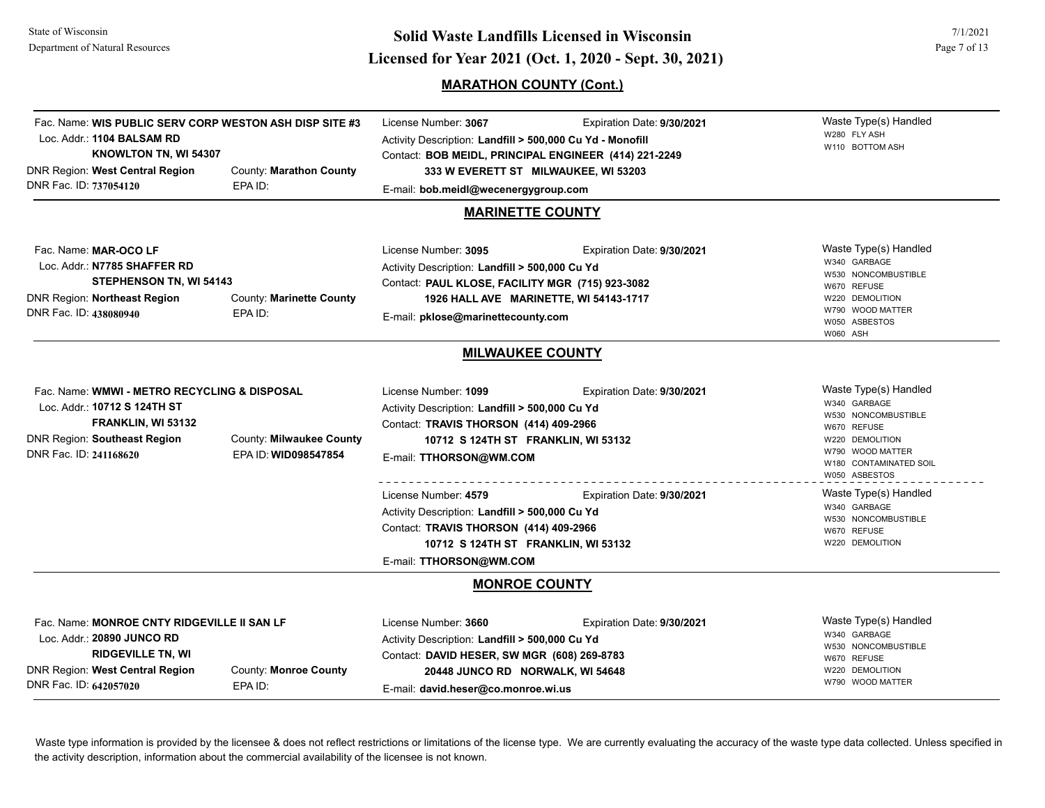## MARATHON COUNTY (Cont.)

**Fac. Name:** WIS PUBLIC SERV CORP WESTON ASH DISP SITE #3
**Loc. Addr.:** 1104 BALSAM RD
KNOWLTON TN, WI 54307
**DNR Region:** West Central Region
**County:** Marathon County
**DNR Fac. ID:** 737054120
**EPA ID:**

License Number: **3067** — Expiration Date: **9/30/2021**
Activity Description: **Landfill > 500,000 Cu Yd - Monofill**
Contact: **BOB MEIDL, PRINCIPAL ENGINEER (414) 221-2249**
**333 W EVERETT ST MILWAUKEE, WI 53203**
E-mail: **bob.meidl@wecenergygroup.com**

Waste Type(s) Handled:
- W280 FLY ASH
- W110 BOTTOM ASH

## MARINETTE COUNTY

**Fac. Name:** MAR-OCO LF
**Loc. Addr.:** N7785 SHAFFER RD
STEPHENSON TN, WI 54143
**DNR Region:** Northeast Region
**County:** Marinette County
**DNR Fac. ID:** 438080940
**EPA ID:**

License Number: **3095** — Expiration Date: **9/30/2021**
Activity Description: **Landfill > 500,000 Cu Yd**
Contact: **PAUL KLOSE, FACILITY MGR (715) 923-3082**
**1926 HALL AVE MARINETTE, WI 54143-1717**
E-mail: **pklose@marinettecounty.com**

Waste Type(s) Handled:
- W340 GARBAGE
- W530 NONCOMBUSTIBLE
- W670 REFUSE
- W220 DEMOLITION
- W790 WOOD MATTER
- W050 ASBESTOS
- W060 ASH

## MILWAUKEE COUNTY

**Fac. Name:** WMWI - METRO RECYCLING & DISPOSAL
**Loc. Addr.:** 10712 S 124TH ST
FRANKLIN, WI 53132
**DNR Region:** Southeast Region
**County:** Milwaukee County
**DNR Fac. ID:** 241168620
**EPA ID:** WID098547854

License Number: **1099** — Expiration Date: **9/30/2021**
Activity Description: **Landfill > 500,000 Cu Yd**
Contact: **TRAVIS THORSON (414) 409-2966**
**10712 S 124TH ST FRANKLIN, WI 53132**
E-mail: **TTHORSON@WM.COM**

Waste Type(s) Handled:
- W340 GARBAGE
- W530 NONCOMBUSTIBLE
- W670 REFUSE
- W220 DEMOLITION
- W790 WOOD MATTER
- W180 CONTAMINATED SOIL
- W050 ASBESTOS

License Number: **4579** — Expiration Date: **9/30/2021**
Activity Description: **Landfill > 500,000 Cu Yd**
Contact: **TRAVIS THORSON (414) 409-2966**
**10712 S 124TH ST FRANKLIN, WI 53132**
E-mail: **TTHORSON@WM.COM**

Waste Type(s) Handled:
- W340 GARBAGE
- W530 NONCOMBUSTIBLE
- W670 REFUSE
- W220 DEMOLITION

## MONROE COUNTY

**Fac. Name:** MONROE CNTY RIDGEVILLE II SAN LF
**Loc. Addr.:** 20890 JUNCO RD
RIDGEVILLE TN, WI
**DNR Region:** West Central Region
**County:** Monroe County
**DNR Fac. ID:** 642057020
**EPA ID:**

License Number: **3660** — Expiration Date: **9/30/2021**
Activity Description: **Landfill > 500,000 Cu Yd**
Contact: **DAVID HESER, SW MGR (608) 269-8783**
**20448 JUNCO RD NORWALK, WI 54648**
E-mail: **david.heser@co.monroe.wi.us**

Waste Type(s) Handled:
- W340 GARBAGE
- W530 NONCOMBUSTIBLE
- W670 REFUSE
- W220 DEMOLITION
- W790 WOOD MATTER

Waste type information is provided by the licensee & does not reflect restrictions or limitations of the license type. We are currently evaluating the accuracy of the waste type data collected. Unless specified in the activity description, information about the commercial availability of the licensee is not known.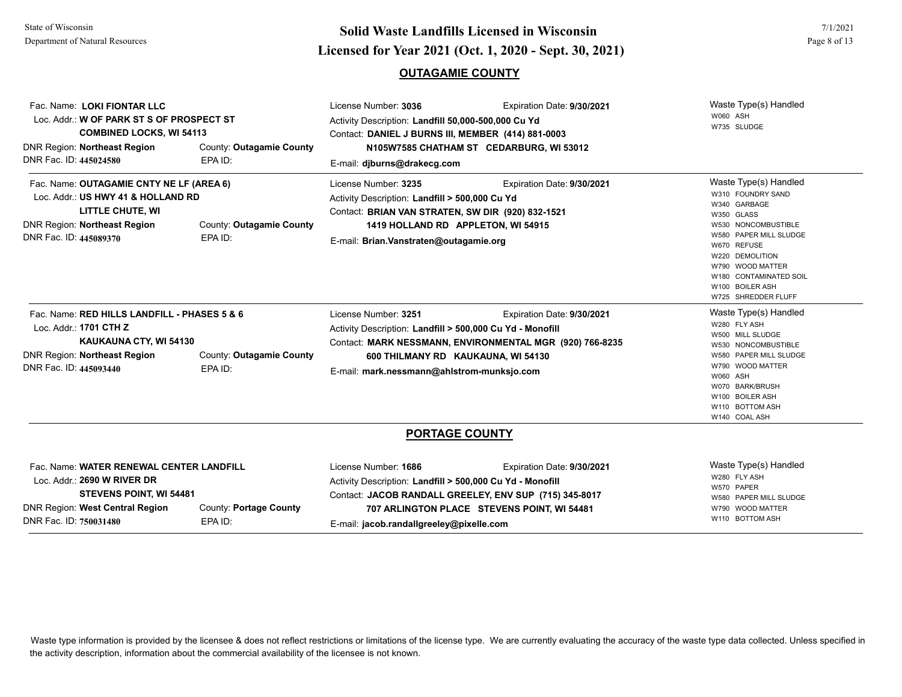## OUTAGAMIE COUNTY

**Fac. Name:** LOKI FIONTAR LLC
**Loc. Addr.:** W OF PARK ST S OF PROSPECT ST
COMBINED LOCKS, WI 54113
**DNR Region:** Northeast Region
**County:** Outagamie County
**DNR Fac. ID:** 445024580
**EPA ID:**

**License Number:** 3036
**Expiration Date:** 9/30/2021
**Activity Description:** Landfill 50,000-500,000 Cu Yd
**Contact:** DANIEL J BURNS III, MEMBER (414) 881-0003
N105W7585 CHATHAM ST CEDARBURG, WI 53012
**E-mail:** djburns@drakecg.com

**Waste Type(s) Handled**
- W060 ASH
- W735 SLUDGE

---

**Fac. Name:** OUTAGAMIE CNTY NE LF (AREA 6)
**Loc. Addr.:** US HWY 41 & HOLLAND RD
LITTLE CHUTE, WI
**DNR Region:** Northeast Region
**County:** Outagamie County
**DNR Fac. ID:** 445089370
**EPA ID:**

**License Number:** 3235
**Expiration Date:** 9/30/2021
**Activity Description:** Landfill > 500,000 Cu Yd
**Contact:** BRIAN VAN STRATEN, SW DIR (920) 832-1521
1419 HOLLAND RD APPLETON, WI 54915
**E-mail:** Brian.Vanstraten@outagamie.org

**Waste Type(s) Handled**
- W310 FOUNDRY SAND
- W340 GARBAGE
- W350 GLASS
- W530 NONCOMBUSTIBLE
- W580 PAPER MILL SLUDGE
- W670 REFUSE
- W220 DEMOLITION
- W790 WOOD MATTER
- W180 CONTAMINATED SOIL
- W100 BOILER ASH
- W725 SHREDDER FLUFF

---

**Fac. Name:** RED HILLS LANDFILL - PHASES 5 & 6
**Loc. Addr.:** 1701 CTH Z
KAUKAUNA CTY, WI 54130
**DNR Region:** Northeast Region
**County:** Outagamie County
**DNR Fac. ID:** 445093440
**EPA ID:**

**License Number:** 3251
**Expiration Date:** 9/30/2021
**Activity Description:** Landfill > 500,000 Cu Yd - Monofill
**Contact:** MARK NESSMANN, ENVIRONMENTAL MGR (920) 766-8235
600 THILMANY RD KAUKAUNA, WI 54130
**E-mail:** mark.nessmann@ahlstrom-munksjo.com

**Waste Type(s) Handled**
- W280 FLY ASH
- W500 MILL SLUDGE
- W530 NONCOMBUSTIBLE
- W580 PAPER MILL SLUDGE
- W790 WOOD MATTER
- W060 ASH
- W070 BARK/BRUSH
- W100 BOILER ASH
- W110 BOTTOM ASH
- W140 COAL ASH

## PORTAGE COUNTY

**Fac. Name:** WATER RENEWAL CENTER LANDFILL
**Loc. Addr.:** 2690 W RIVER DR
STEVENS POINT, WI 54481
**DNR Region:** West Central Region
**County:** Portage County
**DNR Fac. ID:** 750031480
**EPA ID:**

**License Number:** 1686
**Expiration Date:** 9/30/2021
**Activity Description:** Landfill > 500,000 Cu Yd - Monofill
**Contact:** JACOB RANDALL GREELEY, ENV SUP (715) 345-8017
707 ARLINGTON PLACE STEVENS POINT, WI 54481
**E-mail:** jacob.randallgreeley@pixelle.com

**Waste Type(s) Handled**
- W280 FLY ASH
- W570 PAPER
- W580 PAPER MILL SLUDGE
- W790 WOOD MATTER
- W110 BOTTOM ASH

---

Waste type information is provided by the licensee & does not reflect restrictions or limitations of the license type. We are currently evaluating the accuracy of the waste type data collected. Unless specified in the activity description, information about the commercial availability of the licensee is not known.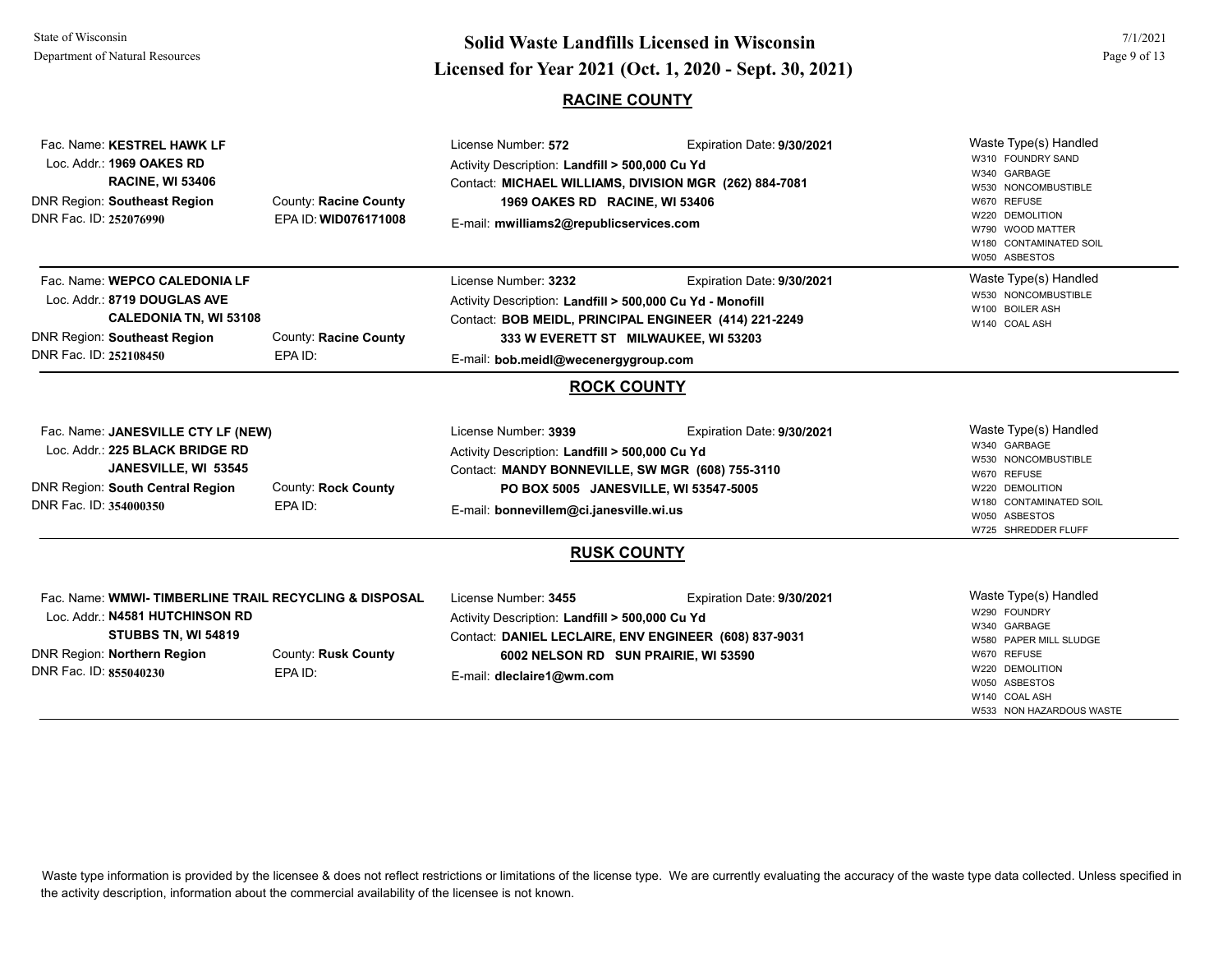# Solid Waste Landfills Licensed in Wisconsin

## Licensed for Year 2021 (Oct. 1, 2020 - Sept. 30, 2021)

State of Wisconsin
Department of Natural Resources

7/1/2021

## RACINE COUNTY

Fac. Name: **KESTREL HAWK LF**
Loc. Addr.: **1969 OAKES RD**
**RACINE, WI 53406**
DNR Region: **Southeast Region**
County: **Racine County**
DNR Fac. ID: **252076990**
EPA ID: **WID076171008**

License Number: **572**
Expiration Date: **9/30/2021**
Activity Description: **Landfill > 500,000 Cu Yd**
Contact: **MICHAEL WILLIAMS, DIVISION MGR (262) 884-7081**
**1969 OAKES RD RACINE, WI 53406**
E-mail: **mwilliams2@republicservices.com**

Waste Type(s) Handled
- W310 FOUNDRY SAND
- W340 GARBAGE
- W530 NONCOMBUSTIBLE
- W670 REFUSE
- W220 DEMOLITION
- W790 WOOD MATTER
- W180 CONTAMINATED SOIL
- W050 ASBESTOS

---

Fac. Name: **WEPCO CALEDONIA LF**
Loc. Addr.: **8719 DOUGLAS AVE**
**CALEDONIA TN, WI 53108**
DNR Region: **Southeast Region**
County: **Racine County**
DNR Fac. ID: **252108450**
EPA ID:

License Number: **3232**
Expiration Date: **9/30/2021**
Activity Description: **Landfill > 500,000 Cu Yd - Monofill**
Contact: **BOB MEIDL, PRINCIPAL ENGINEER (414) 221-2249**
**333 W EVERETT ST MILWAUKEE, WI 53203**
E-mail: **bob.meidl@wecenergygroup.com**

Waste Type(s) Handled
- W530 NONCOMBUSTIBLE
- W100 BOILER ASH
- W140 COAL ASH

---

## ROCK COUNTY

Fac. Name: **JANESVILLE CTY LF (NEW)**
Loc. Addr.: **225 BLACK BRIDGE RD**
**JANESVILLE, WI 53545**
DNR Region: **South Central Region**
County: **Rock County**
DNR Fac. ID: **354000350**
EPA ID:

License Number: **3939**
Expiration Date: **9/30/2021**
Activity Description: **Landfill > 500,000 Cu Yd**
Contact: **MANDY BONNEVILLE, SW MGR (608) 755-3110**
**PO BOX 5005 JANESVILLE, WI 53547-5005**
E-mail: **bonnevillem@ci.janesville.wi.us**

Waste Type(s) Handled
- W340 GARBAGE
- W530 NONCOMBUSTIBLE
- W670 REFUSE
- W220 DEMOLITION
- W180 CONTAMINATED SOIL
- W050 ASBESTOS
- W725 SHREDDER FLUFF

---

## RUSK COUNTY

Fac. Name: **WMWI- TIMBERLINE TRAIL RECYCLING & DISPOSAL**
Loc. Addr.: **N4581 HUTCHINSON RD**
**STUBBS TN, WI 54819**
DNR Region: **Northern Region**
County: **Rusk County**
DNR Fac. ID: **855040230**
EPA ID:

License Number: **3455**
Expiration Date: **9/30/2021**
Activity Description: **Landfill > 500,000 Cu Yd**
Contact: **DANIEL LECLAIRE, ENV ENGINEER (608) 837-9031**
**6002 NELSON RD SUN PRAIRIE, WI 53590**
E-mail: **dleclaire1@wm.com**

Waste Type(s) Handled
- W290 FOUNDRY
- W340 GARBAGE
- W580 PAPER MILL SLUDGE
- W670 REFUSE
- W220 DEMOLITION
- W050 ASBESTOS
- W140 COAL ASH
- W533 NON HAZARDOUS WASTE

---

Waste type information is provided by the licensee & does not reflect restrictions or limitations of the license type. We are currently evaluating the accuracy of the waste type data collected. Unless specified in the activity description, information about the commercial availability of the licensee is not known.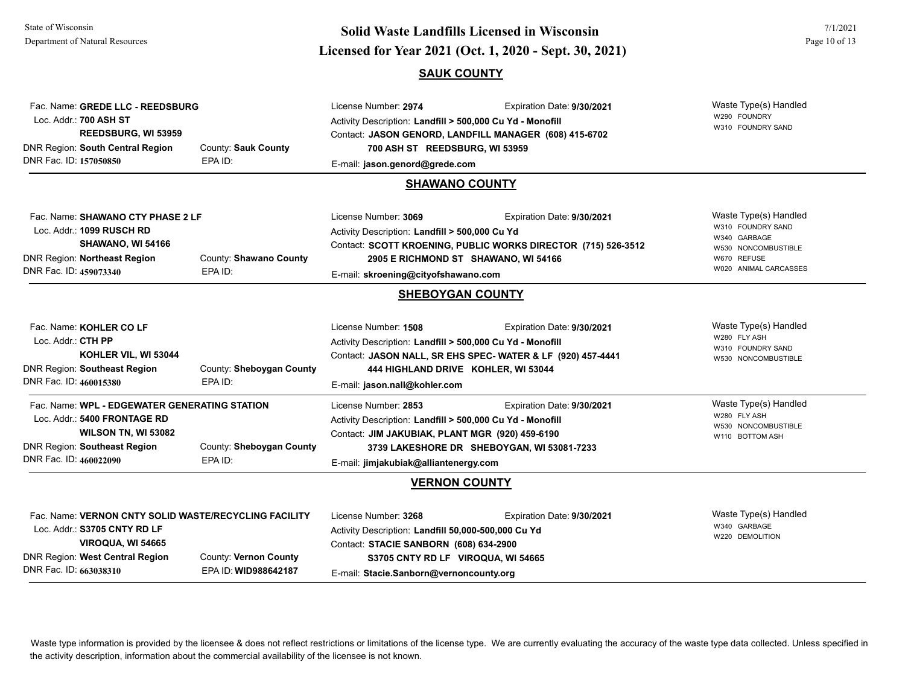## SAUK COUNTY

Fac. Name: **GREDE LLC - REEDSBURG**
Loc. Addr.: **700 ASH ST**
**REEDSBURG, WI 53959**
DNR Region: **South Central Region** County: **Sauk County**
DNR Fac. ID: **157050850** EPA ID:

License Number: **2974** Expiration Date: **9/30/2021**
Activity Description: **Landfill > 500,000 Cu Yd - Monofill**
Contact: **JASON GENORD, LANDFILL MANAGER (608) 415-6702**
**700 ASH ST REEDSBURG, WI 53959**
E-mail: **jason.genord@grede.com**

Waste Type(s) Handled
- W290 FOUNDRY
- W310 FOUNDRY SAND

---

## SHAWANO COUNTY

Fac. Name: **SHAWANO CTY PHASE 2 LF**
Loc. Addr.: **1099 RUSCH RD**
**SHAWANO, WI 54166**
DNR Region: **Northeast Region** County: **Shawano County**
DNR Fac. ID: **459073340** EPA ID:

License Number: **3069** Expiration Date: **9/30/2021**
Activity Description: **Landfill > 500,000 Cu Yd**
Contact: **SCOTT KROENING, PUBLIC WORKS DIRECTOR (715) 526-3512**
**2905 E RICHMOND ST SHAWANO, WI 54166**
E-mail: **skroening@cityofshawano.com**

Waste Type(s) Handled
- W310 FOUNDRY SAND
- W340 GARBAGE
- W530 NONCOMBUSTIBLE
- W670 REFUSE
- W020 ANIMAL CARCASSES

---

## SHEBOYGAN COUNTY

Fac. Name: **KOHLER CO LF**
Loc. Addr.: **CTH PP**
**KOHLER VIL, WI 53044**
DNR Region: **Southeast Region** County: **Sheboygan County**
DNR Fac. ID: **460015380** EPA ID:

License Number: **1508** Expiration Date: **9/30/2021**
Activity Description: **Landfill > 500,000 Cu Yd - Monofill**
Contact: **JASON NALL, SR EHS SPEC- WATER & LF (920) 457-4441**
**444 HIGHLAND DRIVE KOHLER, WI 53044**
E-mail: **jason.nall@kohler.com**

Waste Type(s) Handled
- W280 FLY ASH
- W310 FOUNDRY SAND
- W530 NONCOMBUSTIBLE

---

Fac. Name: **WPL - EDGEWATER GENERATING STATION**
Loc. Addr.: **5400 FRONTAGE RD**
**WILSON TN, WI 53082**
DNR Region: **Southeast Region** County: **Sheboygan County**
DNR Fac. ID: **460022090** EPA ID:

License Number: **2853** Expiration Date: **9/30/2021**
Activity Description: **Landfill > 500,000 Cu Yd - Monofill**
Contact: **JIM JAKUBIAK, PLANT MGR (920) 459-6190**
**3739 LAKESHORE DR SHEBOYGAN, WI 53081-7233**
E-mail: **jimjakubiak@alliantenergy.com**

Waste Type(s) Handled
- W280 FLY ASH
- W530 NONCOMBUSTIBLE
- W110 BOTTOM ASH

---

## VERNON COUNTY

Fac. Name: **VERNON CNTY SOLID WASTE/RECYCLING FACILITY**
Loc. Addr.: **S3705 CNTY RD LF**
**VIROQUA, WI 54665**
DNR Region: **West Central Region** County: **Vernon County**
DNR Fac. ID: **663038310** EPA ID: **WID988642187**

License Number: **3268** Expiration Date: **9/30/2021**
Activity Description: **Landfill 50,000-500,000 Cu Yd**
Contact: **STACIE SANBORN (608) 634-2900**
**S3705 CNTY RD LF VIROQUA, WI 54665**
E-mail: **Stacie.Sanborn@vernoncounty.org**

Waste Type(s) Handled
- W340 GARBAGE
- W220 DEMOLITION

---

Waste type information is provided by the licensee & does not reflect restrictions or limitations of the license type. We are currently evaluating the accuracy of the waste type data collected. Unless specified in the activity description, information about the commercial availability of the licensee is not known.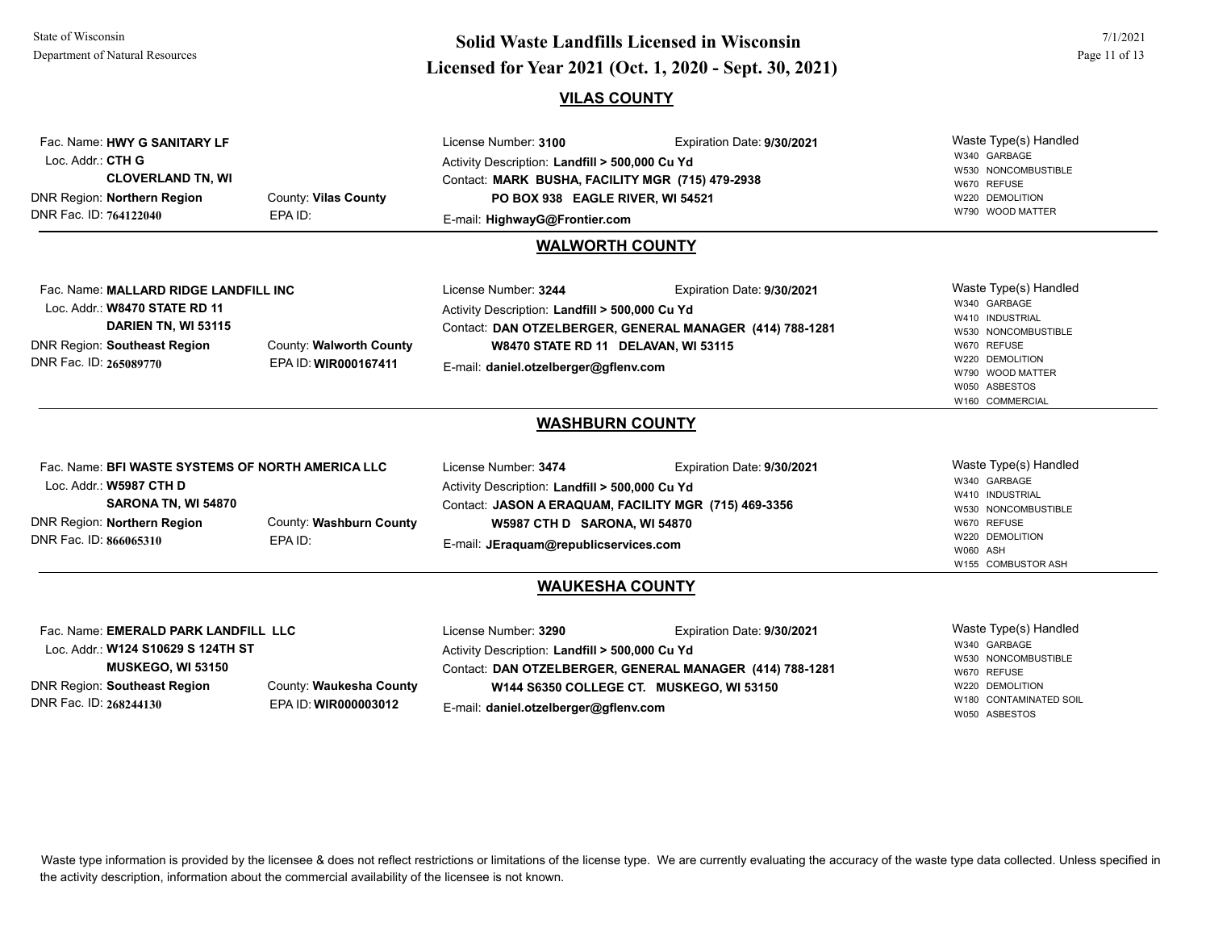## Solid Waste Landfills Licensed in Wisconsin
## Licensed for Year 2021 (Oct. 1, 2020 - Sept. 30, 2021)

### VILAS COUNTY

Fac. Name: **HWY G SANITARY LF**
Loc. Addr.: **CTH G**
**CLOVERLAND TN, WI**
DNR Region: **Northern Region** County: **Vilas County**
DNR Fac. ID: **764122040** EPA ID:

License Number: **3100** Expiration Date: **9/30/2021**
Activity Description: **Landfill > 500,000 Cu Yd**
Contact: **MARK BUSHA, FACILITY MGR (715) 479-2938**
**PO BOX 938 EAGLE RIVER, WI 54521**
E-mail: **HighwayG@Frontier.com**

Waste Type(s) Handled
- W340 GARBAGE
- W530 NONCOMBUSTIBLE
- W670 REFUSE
- W220 DEMOLITION
- W790 WOOD MATTER

### WALWORTH COUNTY

Fac. Name: **MALLARD RIDGE LANDFILL INC**
Loc. Addr.: **W8470 STATE RD 11**
**DARIEN TN, WI 53115**
DNR Region: **Southeast Region** County: **Walworth County**
DNR Fac. ID: **265089770** EPA ID: **WIR000167411**

License Number: **3244** Expiration Date: **9/30/2021**
Activity Description: **Landfill > 500,000 Cu Yd**
Contact: **DAN OTZELBERGER, GENERAL MANAGER (414) 788-1281**
**W8470 STATE RD 11 DELAVAN, WI 53115**
E-mail: **daniel.otzelberger@gflenv.com**

Waste Type(s) Handled
- W340 GARBAGE
- W410 INDUSTRIAL
- W530 NONCOMBUSTIBLE
- W670 REFUSE
- W220 DEMOLITION
- W790 WOOD MATTER
- W050 ASBESTOS
- W160 COMMERCIAL

### WASHBURN COUNTY

Fac. Name: **BFI WASTE SYSTEMS OF NORTH AMERICA LLC**
Loc. Addr.: **W5987 CTH D**
**SARONA TN, WI 54870**
DNR Region: **Northern Region** County: **Washburn County**
DNR Fac. ID: **866065310** EPA ID:

License Number: **3474** Expiration Date: **9/30/2021**
Activity Description: **Landfill > 500,000 Cu Yd**
Contact: **JASON A ERAQUAM, FACILITY MGR (715) 469-3356**
**W5987 CTH D SARONA, WI 54870**
E-mail: **JEraquam@republicservices.com**

Waste Type(s) Handled
- W340 GARBAGE
- W410 INDUSTRIAL
- W530 NONCOMBUSTIBLE
- W670 REFUSE
- W220 DEMOLITION
- W060 ASH
- W155 COMBUSTOR ASH

### WAUKESHA COUNTY

Fac. Name: **EMERALD PARK LANDFILL LLC**
Loc. Addr.: **W124 S10629 S 124TH ST**
**MUSKEGO, WI 53150**
DNR Region: **Southeast Region** County: **Waukesha County**
DNR Fac. ID: **268244130** EPA ID: **WIR000003012**

License Number: **3290** Expiration Date: **9/30/2021**
Activity Description: **Landfill > 500,000 Cu Yd**
Contact: **DAN OTZELBERGER, GENERAL MANAGER (414) 788-1281**
**W144 S6350 COLLEGE CT. MUSKEGO, WI 53150**
E-mail: **daniel.otzelberger@gflenv.com**

Waste Type(s) Handled
- W340 GARBAGE
- W530 NONCOMBUSTIBLE
- W670 REFUSE
- W220 DEMOLITION
- W180 CONTAMINATED SOIL
- W050 ASBESTOS

Waste type information is provided by the licensee & does not reflect restrictions or limitations of the license type. We are currently evaluating the accuracy of the waste type data collected. Unless specified in the activity description, information about the commercial availability of the licensee is not known.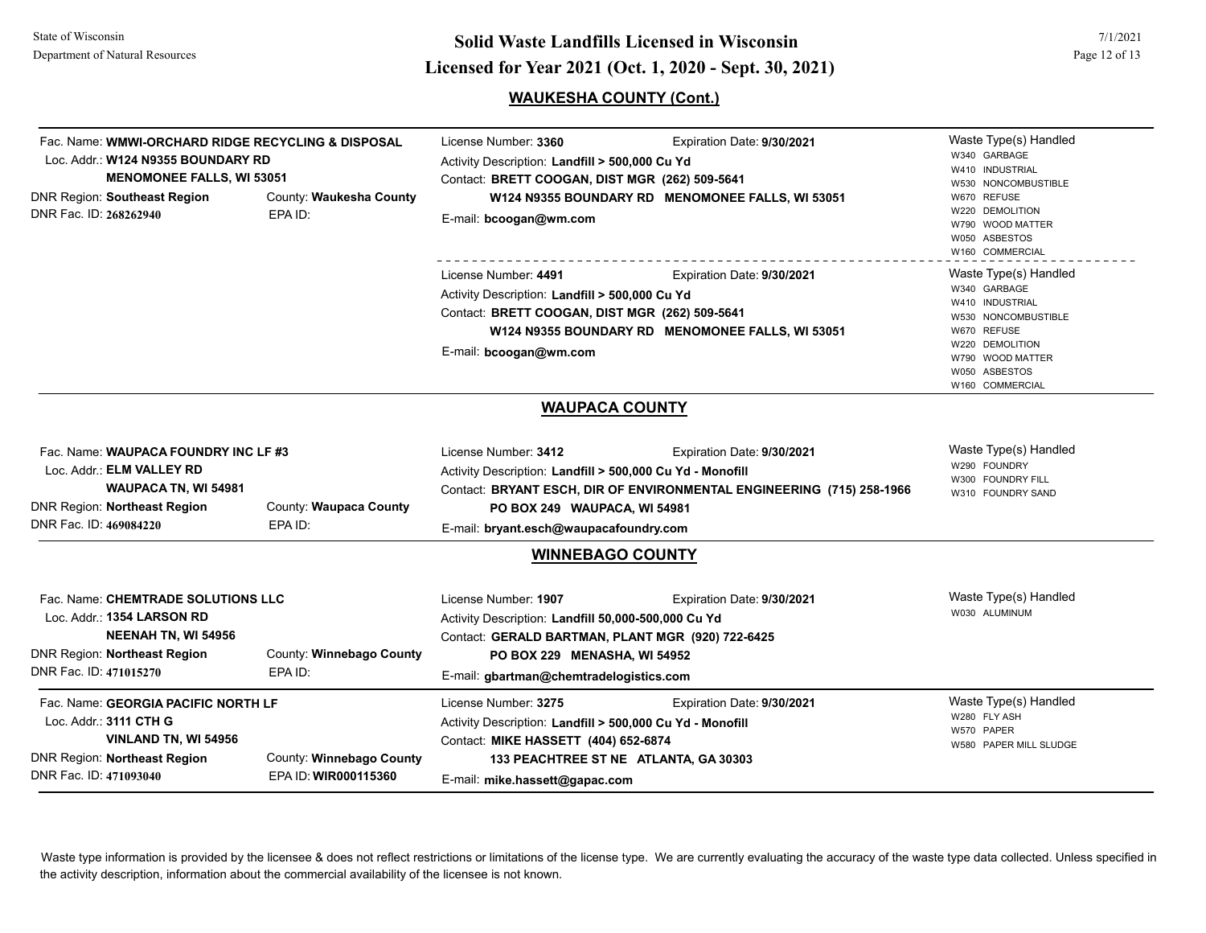## WAUKESHA COUNTY (Cont.)

Fac. Name: **WMWI-ORCHARD RIDGE RECYCLING & DISPOSAL**
Loc. Addr.: **W124 N9355 BOUNDARY RD**
**MENOMONEE FALLS, WI 53051**
DNR Region: **Southeast Region** County: **Waukesha County**
DNR Fac. ID: **268262940** EPA ID:

License Number: **3360** Expiration Date: **9/30/2021**
Activity Description: **Landfill > 500,000 Cu Yd**
Contact: **BRETT COOGAN, DIST MGR (262) 509-5641**
**W124 N9355 BOUNDARY RD MENOMONEE FALLS, WI 53051**
E-mail: **bcoogan@wm.com**

Waste Type(s) Handled
- W340 GARBAGE
- W410 INDUSTRIAL
- W530 NONCOMBUSTIBLE
- W670 REFUSE
- W220 DEMOLITION
- W790 WOOD MATTER
- W050 ASBESTOS
- W160 COMMERCIAL

License Number: **4491** Expiration Date: **9/30/2021**
Activity Description: **Landfill > 500,000 Cu Yd**
Contact: **BRETT COOGAN, DIST MGR (262) 509-5641**
**W124 N9355 BOUNDARY RD MENOMONEE FALLS, WI 53051**
E-mail: **bcoogan@wm.com**

Waste Type(s) Handled
- W340 GARBAGE
- W410 INDUSTRIAL
- W530 NONCOMBUSTIBLE
- W670 REFUSE
- W220 DEMOLITION
- W790 WOOD MATTER
- W050 ASBESTOS
- W160 COMMERCIAL

## WAUPACA COUNTY

Fac. Name: **WAUPACA FOUNDRY INC LF #3**
Loc. Addr.: **ELM VALLEY RD**
**WAUPACA TN, WI 54981**
DNR Region: **Northeast Region** County: **Waupaca County**
DNR Fac. ID: **469084220** EPA ID:

License Number: **3412** Expiration Date: **9/30/2021**
Activity Description: **Landfill > 500,000 Cu Yd - Monofill**
Contact: **BRYANT ESCH, DIR OF ENVIRONMENTAL ENGINEERING (715) 258-1966**
**PO BOX 249 WAUPACA, WI 54981**
E-mail: **bryant.esch@waupacafoundry.com**

Waste Type(s) Handled
- W290 FOUNDRY
- W300 FOUNDRY FILL
- W310 FOUNDRY SAND

## WINNEBAGO COUNTY

Fac. Name: **CHEMTRADE SOLUTIONS LLC**
Loc. Addr.: **1354 LARSON RD**
**NEENAH TN, WI 54956**
DNR Region: **Northeast Region** County: **Winnebago County**
DNR Fac. ID: **471015270** EPA ID:

License Number: **1907** Expiration Date: **9/30/2021**
Activity Description: **Landfill 50,000-500,000 Cu Yd**
Contact: **GERALD BARTMAN, PLANT MGR (920) 722-6425**
**PO BOX 229 MENASHA, WI 54952**
E-mail: **gbartman@chemtradelogistics.com**

Waste Type(s) Handled
- W030 ALUMINUM

Fac. Name: **GEORGIA PACIFIC NORTH LF**
Loc. Addr.: **3111 CTH G**
**VINLAND TN, WI 54956**
DNR Region: **Northeast Region** County: **Winnebago County**
DNR Fac. ID: **471093040** EPA ID: **WIR000115360**

License Number: **3275** Expiration Date: **9/30/2021**
Activity Description: **Landfill > 500,000 Cu Yd - Monofill**
Contact: **MIKE HASSETT (404) 652-6874**
**133 PEACHTREE ST NE ATLANTA, GA 30303**
E-mail: **mike.hassett@gapac.com**

Waste Type(s) Handled
- W280 FLY ASH
- W570 PAPER
- W580 PAPER MILL SLUDGE

Waste type information is provided by the licensee & does not reflect restrictions or limitations of the license type. We are currently evaluating the accuracy of the waste type data collected. Unless specified in the activity description, information about the commercial availability of the licensee is not known.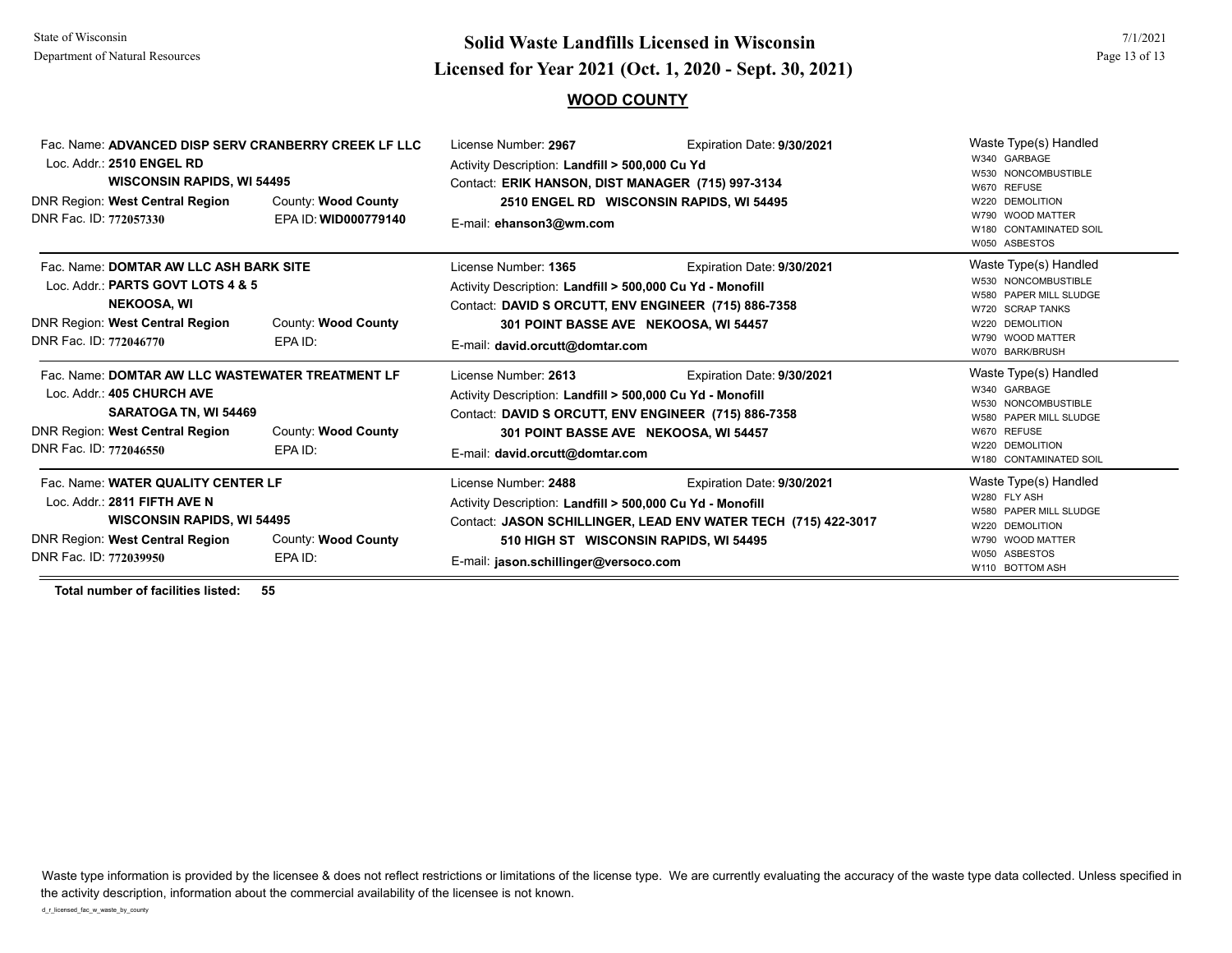## WOOD COUNTY

Fac. Name: **ADVANCED DISP SERV CRANBERRY CREEK LF LLC**
Loc. Addr.: **2510 ENGEL RD**
**WISCONSIN RAPIDS, WI 54495**
DNR Region: **West Central Region** County: **Wood County**
DNR Fac. ID: **772057330** EPA ID: **WID000779140**

License Number: **2967** Expiration Date: **9/30/2021**
Activity Description: **Landfill > 500,000 Cu Yd**
Contact: **ERIK HANSON, DIST MANAGER (715) 997-3134**
**2510 ENGEL RD WISCONSIN RAPIDS, WI 54495**
E-mail: **ehanson3@wm.com**

Waste Type(s) Handled
- W340 GARBAGE
- W530 NONCOMBUSTIBLE
- W670 REFUSE
- W220 DEMOLITION
- W790 WOOD MATTER
- W180 CONTAMINATED SOIL
- W050 ASBESTOS

---

Fac. Name: **DOMTAR AW LLC ASH BARK SITE**
Loc. Addr.: **PARTS GOVT LOTS 4 & 5**
**NEKOOSA, WI**
DNR Region: **West Central Region** County: **Wood County**
DNR Fac. ID: **772046770** EPA ID:

License Number: **1365** Expiration Date: **9/30/2021**
Activity Description: **Landfill > 500,000 Cu Yd - Monofill**
Contact: **DAVID S ORCUTT, ENV ENGINEER (715) 886-7358**
**301 POINT BASSE AVE NEKOOSA, WI 54457**
E-mail: **david.orcutt@domtar.com**

Waste Type(s) Handled
- W530 NONCOMBUSTIBLE
- W580 PAPER MILL SLUDGE
- W720 SCRAP TANKS
- W220 DEMOLITION
- W790 WOOD MATTER
- W070 BARK/BRUSH

---

Fac. Name: **DOMTAR AW LLC WASTEWATER TREATMENT LF**
Loc. Addr.: **405 CHURCH AVE**
**SARATOGA TN, WI 54469**
DNR Region: **West Central Region** County: **Wood County**
DNR Fac. ID: **772046550** EPA ID:

License Number: **2613** Expiration Date: **9/30/2021**
Activity Description: **Landfill > 500,000 Cu Yd - Monofill**
Contact: **DAVID S ORCUTT, ENV ENGINEER (715) 886-7358**
**301 POINT BASSE AVE NEKOOSA, WI 54457**
E-mail: **david.orcutt@domtar.com**

Waste Type(s) Handled
- W340 GARBAGE
- W530 NONCOMBUSTIBLE
- W580 PAPER MILL SLUDGE
- W670 REFUSE
- W220 DEMOLITION
- W180 CONTAMINATED SOIL

---

Fac. Name: **WATER QUALITY CENTER LF**
Loc. Addr.: **2811 FIFTH AVE N**
**WISCONSIN RAPIDS, WI 54495**
DNR Region: **West Central Region** County: **Wood County**
DNR Fac. ID: **772039950** EPA ID:

License Number: **2488** Expiration Date: **9/30/2021**
Activity Description: **Landfill > 500,000 Cu Yd - Monofill**
Contact: **JASON SCHILLINGER, LEAD ENV WATER TECH (715) 422-3017**
**510 HIGH ST WISCONSIN RAPIDS, WI 54495**
E-mail: **jason.schillinger@versoco.com**

Waste Type(s) Handled
- W280 FLY ASH
- W580 PAPER MILL SLUDGE
- W220 DEMOLITION
- W790 WOOD MATTER
- W050 ASBESTOS
- W110 BOTTOM ASH

---

**Total number of facilities listed: 55**

Waste type information is provided by the licensee & does not reflect restrictions or limitations of the license type. We are currently evaluating the accuracy of the waste type data collected. Unless specified in the activity description, information about the commercial availability of the licensee is not known.

d_r_licensed_fac_w_waste_by_county